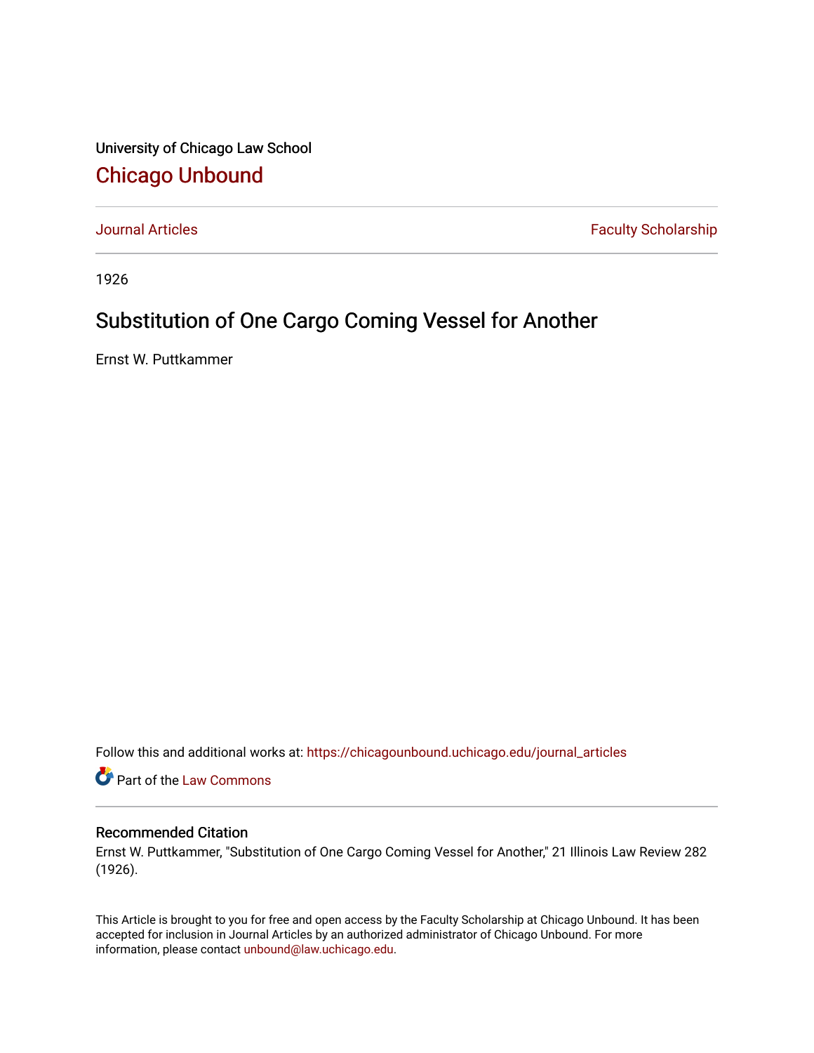University of Chicago Law School

# Chicago Unbound

Journal Articles | Faculty Scholarship

1926

## Substitution of One Cargo Coming Vessel for Another

Ernst W. Puttkammer

Follow this and additional works at: https://chicagounbound.uchicago.edu/journal_articles

Part of the Law Commons

### Recommended Citation

Ernst W. Puttkammer, "Substitution of One Cargo Coming Vessel for Another," 21 Illinois Law Review 282 (1926).

This Article is brought to you for free and open access by the Faculty Scholarship at Chicago Unbound. It has been accepted for inclusion in Journal Articles by an authorized administrator of Chicago Unbound. For more information, please contact unbound@law.uchicago.edu.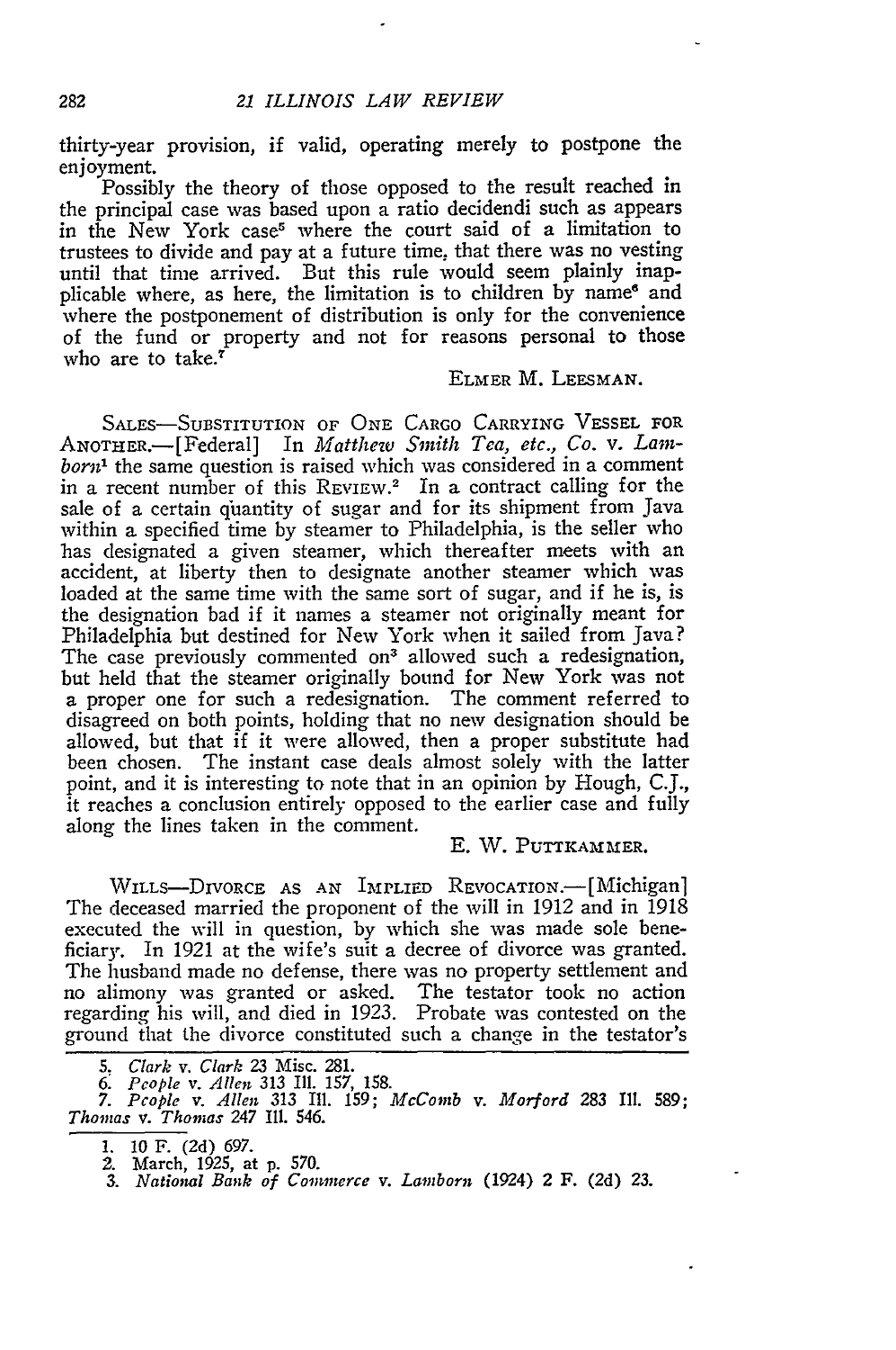thirty-year provision, if valid, operating merely to postpone the enjoyment.

Possibly the theory of those opposed to the result reached in the principal case was based upon a ratio decidendi such as appears in the New York case[5] where the court said of a limitation to trustees to divide and pay at a future time, that there was no vesting until that time arrived. But this rule would seem plainly inapplicable where, as here, the limitation is to children by name[6] and where the postponement of distribution is only for the convenience of the fund or property and not for reasons personal to those who are to take.[7]

ELMER M. LEESMAN.

SALES—SUBSTITUTION OF ONE CARGO CARRYING VESSEL FOR ANOTHER.—[Federal] In *Matthew Smith Tea, etc., Co. v. Lamborn*[1] the same question is raised which was considered in a comment in a recent number of this REVIEW.[2] In a contract calling for the sale of a certain quantity of sugar and for its shipment from Java within a specified time by steamer to Philadelphia, is the seller who has designated a given steamer, which thereafter meets with an accident, at liberty then to designate another steamer which was loaded at the same time with the same sort of sugar, and if he is, is the designation bad if it names a steamer not originally meant for Philadelphia but destined for New York when it sailed from Java? The case previously commented on[3] allowed such a redesignation, but held that the steamer originally bound for New York was not a proper one for such a redesignation. The comment referred to disagreed on both points, holding that no new designation should be allowed, but that if it were allowed, then a proper substitute had been chosen. The instant case deals almost solely with the latter point, and it is interesting to note that in an opinion by Hough, C.J., it reaches a conclusion entirely opposed to the earlier case and fully along the lines taken in the comment.

E. W. PUTTKAMMER.

WILLS—DIVORCE AS AN IMPLIED REVOCATION.—[Michigan] The deceased married the proponent of the will in 1912 and in 1918 executed the will in question, by which she was made sole beneficiary. In 1921 at the wife's suit a decree of divorce was granted. The husband made no defense, there was no property settlement and no alimony was granted or asked. The testator took no action regarding his will, and died in 1923. Probate was contested on the ground that the divorce constituted such a change in the testator's

5. *Clark v. Clark* 23 Misc. 281.
6. *People v. Allen* 313 Ill. 157, 158.
7. *People v. Allen* 313 Ill. 159; *McComb v. Morford* 283 Ill. 589; *Thomas v. Thomas* 247 Ill. 546.

1. 10 F. (2d) 697.
2. March, 1925, at p. 570.
3. *National Bank of Commerce v. Lamborn* (1924) 2 F. (2d) 23.